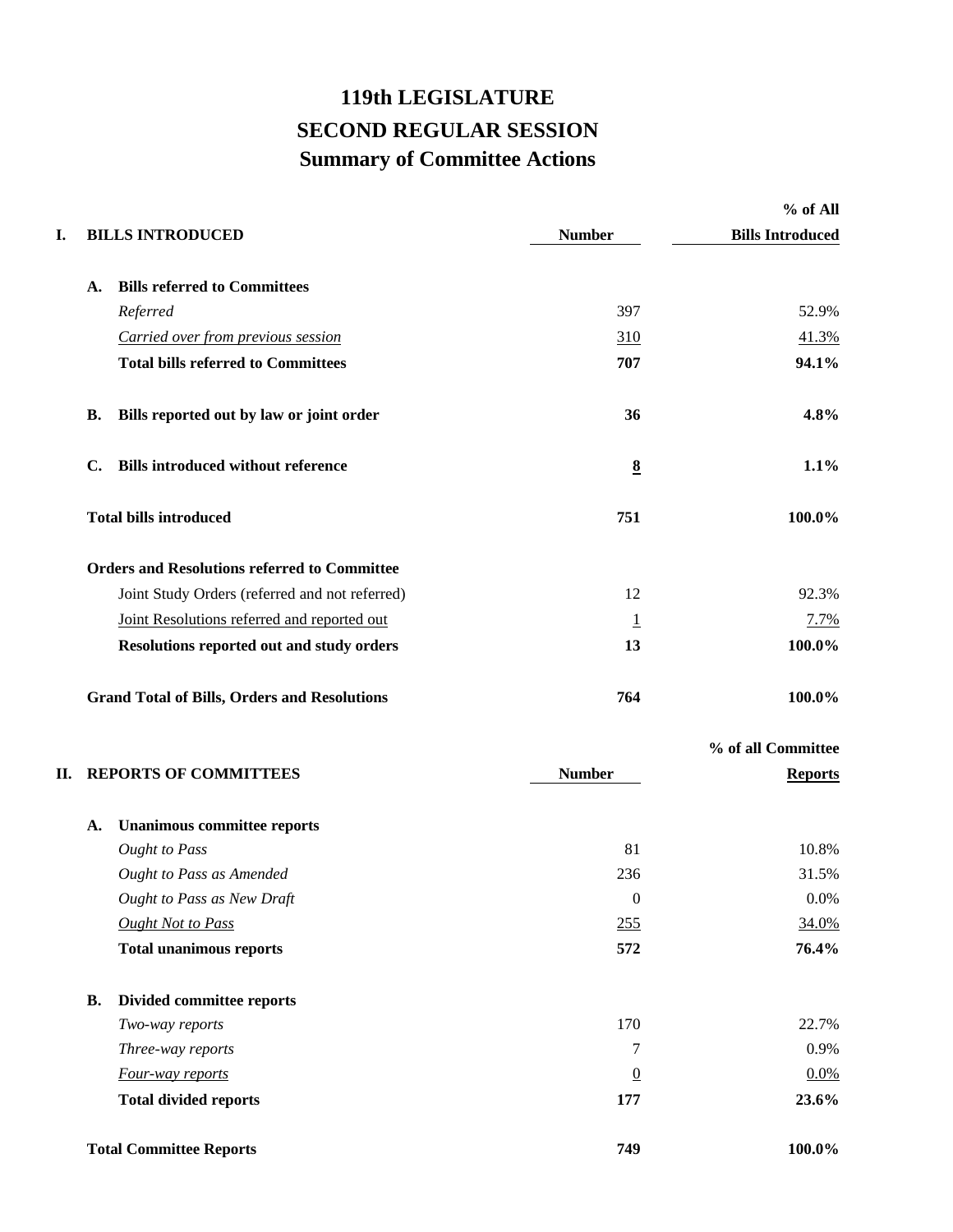# 119th LEGISLATURE
# SECOND REGULAR SESSION
# Summary of Committee Actions

| | | Number | % of All Bills Introduced |
|---|---|---|---|
| **I.** | **BILLS INTRODUCED** | | |
| **A.** | **Bills referred to Committees** | | |
| | *Referred* | 397 | 52.9% |
| | *Carried over from previous session* | 310 | 41.3% |
| | **Total bills referred to Committees** | **707** | **94.1%** |
| **B.** | **Bills reported out by law or joint order** | **36** | **4.8%** |
| **C.** | **Bills introduced without reference** | **8** | **1.1%** |
| | **Total bills introduced** | **751** | **100.0%** |
| | **Orders and Resolutions referred to Committee** | | |
| | Joint Study Orders (referred and not referred) | 12 | 92.3% |
| | Joint Resolutions referred and reported out | 1 | 7.7% |
| | **Resolutions reported out and study orders** | **13** | **100.0%** |
| | **Grand Total of Bills, Orders and Resolutions** | **764** | **100.0%** |

| | | Number | % of all Committee Reports |
|---|---|---|---|
| **II.** | **REPORTS OF COMMITTEES** | | |
| **A.** | **Unanimous committee reports** | | |
| | *Ought to Pass* | 81 | 10.8% |
| | *Ought to Pass as Amended* | 236 | 31.5% |
| | *Ought to Pass as New Draft* | 0 | 0.0% |
| | *Ought Not to Pass* | 255 | 34.0% |
| | **Total unanimous reports** | **572** | **76.4%** |
| **B.** | **Divided committee reports** | | |
| | *Two-way reports* | 170 | 22.7% |
| | *Three-way reports* | 7 | 0.9% |
| | *Four-way reports* | 0 | 0.0% |
| | **Total divided reports** | **177** | **23.6%** |
| | **Total Committee Reports** | **749** | **100.0%** |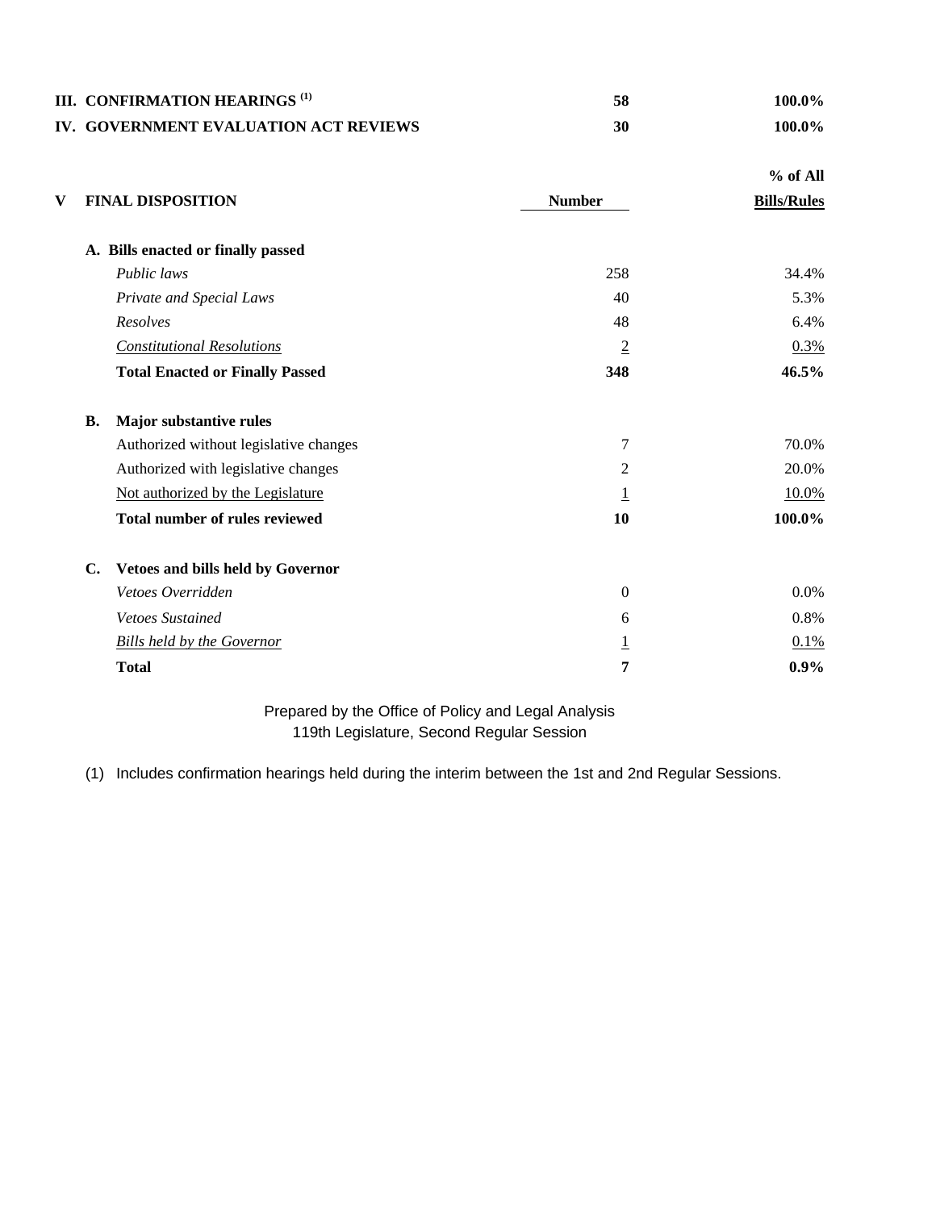| | | Number | % of All Bills/Rules |
|---|---|---|---|
| **III.** | **CONFIRMATION HEARINGS [1]** | **58** | **100.0%** |
| **IV.** | **GOVERNMENT EVALUATION ACT REVIEWS** | **30** | **100.0%** |
| **V** | **FINAL DISPOSITION** | | |
| | **A. Bills enacted or finally passed** | | |
| | *Public laws* | 258 | 34.4% |
| | *Private and Special Laws* | 40 | 5.3% |
| | *Resolves* | 48 | 6.4% |
| | *Constitutional Resolutions* | 2 | 0.3% |
| | **Total Enacted or Finally Passed** | **348** | **46.5%** |
| | **B. Major substantive rules** | | |
| | Authorized without legislative changes | 7 | 70.0% |
| | Authorized with legislative changes | 2 | 20.0% |
| | Not authorized by the Legislature | 1 | 10.0% |
| | **Total number of rules reviewed** | **10** | **100.0%** |
| | **C. Vetoes and bills held by Governor** | | |
| | *Vetoes Overridden* | 0 | 0.0% |
| | *Vetoes Sustained* | 6 | 0.8% |
| | *Bills held by the Governor* | 1 | 0.1% |
| | **Total** | **7** | **0.9%** |

Prepared by the Office of Policy and Legal Analysis
119th Legislature, Second Regular Session

(1) Includes confirmation hearings held during the interim between the 1st and 2nd Regular Sessions.